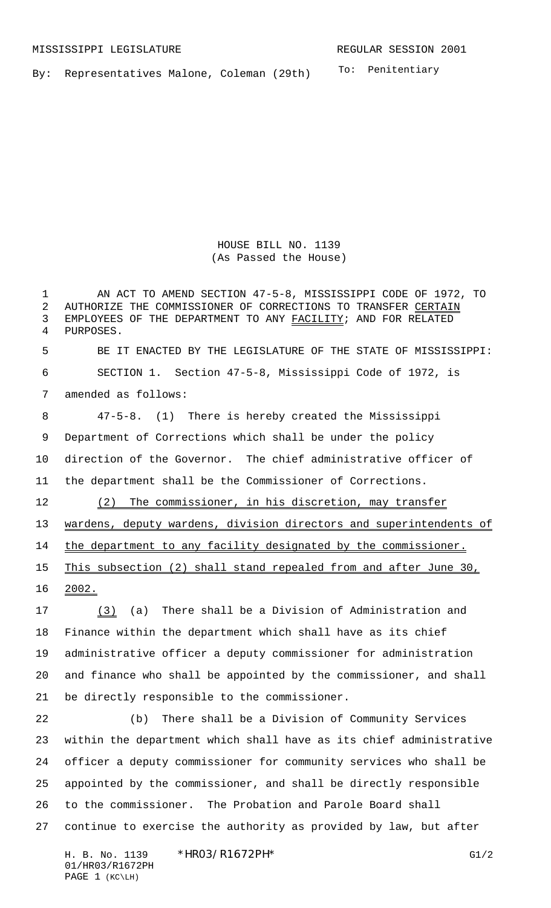MISSISSIPPI LEGISLATURE REGULAR SESSION 2001

By: Representatives Malone, Coleman (29th)

To: Penitentiary

HOUSE BILL NO. 1139
(As Passed the House)

AN ACT TO AMEND SECTION 47-5-8, MISSISSIPPI CODE OF 1972, TO AUTHORIZE THE COMMISSIONER OF CORRECTIONS TO TRANSFER CERTAIN EMPLOYEES OF THE DEPARTMENT TO ANY FACILITY; AND FOR RELATED PURPOSES.

BE IT ENACTED BY THE LEGISLATURE OF THE STATE OF MISSISSIPPI:

SECTION 1. Section 47-5-8, Mississippi Code of 1972, is amended as follows:

47-5-8. (1) There is hereby created the Mississippi Department of Corrections which shall be under the policy direction of the Governor. The chief administrative officer of the department shall be the Commissioner of Corrections.

(2) The commissioner, in his discretion, may transfer wardens, deputy wardens, division directors and superintendents of the department to any facility designated by the commissioner. This subsection (2) shall stand repealed from and after June 30, 2002.

(3) (a) There shall be a Division of Administration and Finance within the department which shall have as its chief administrative officer a deputy commissioner for administration and finance who shall be appointed by the commissioner, and shall be directly responsible to the commissioner.

(b) There shall be a Division of Community Services within the department which shall have as its chief administrative officer a deputy commissioner for community services who shall be appointed by the commissioner, and shall be directly responsible to the commissioner. The Probation and Parole Board shall continue to exercise the authority as provided by law, but after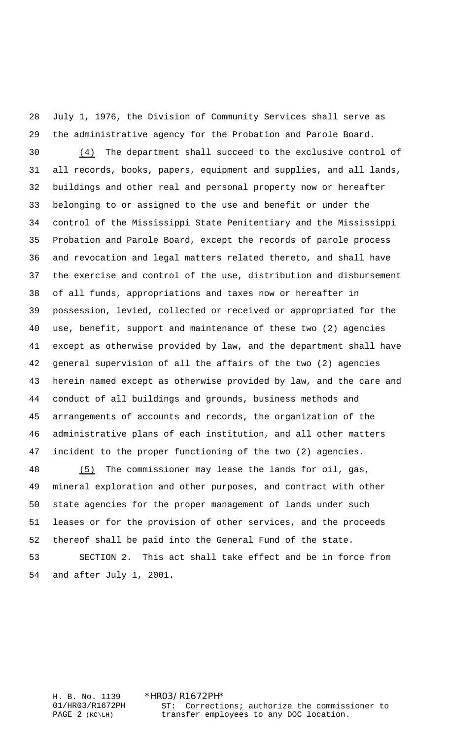July 1, 1976, the Division of Community Services shall serve as the administrative agency for the Probation and Parole Board.

(4) The department shall succeed to the exclusive control of all records, books, papers, equipment and supplies, and all lands, buildings and other real and personal property now or hereafter belonging to or assigned to the use and benefit or under the control of the Mississippi State Penitentiary and the Mississippi Probation and Parole Board, except the records of parole process and revocation and legal matters related thereto, and shall have the exercise and control of the use, distribution and disbursement of all funds, appropriations and taxes now or hereafter in possession, levied, collected or received or appropriated for the use, benefit, support and maintenance of these two (2) agencies except as otherwise provided by law, and the department shall have general supervision of all the affairs of the two (2) agencies herein named except as otherwise provided by law, and the care and conduct of all buildings and grounds, business methods and arrangements of accounts and records, the organization of the administrative plans of each institution, and all other matters incident to the proper functioning of the two (2) agencies.

(5) The commissioner may lease the lands for oil, gas, mineral exploration and other purposes, and contract with other state agencies for the proper management of lands under such leases or for the provision of other services, and the proceeds thereof shall be paid into the General Fund of the state.

SECTION 2. This act shall take effect and be in force from and after July 1, 2001.

ST: Corrections; authorize the commissioner to transfer employees to any DOC location.